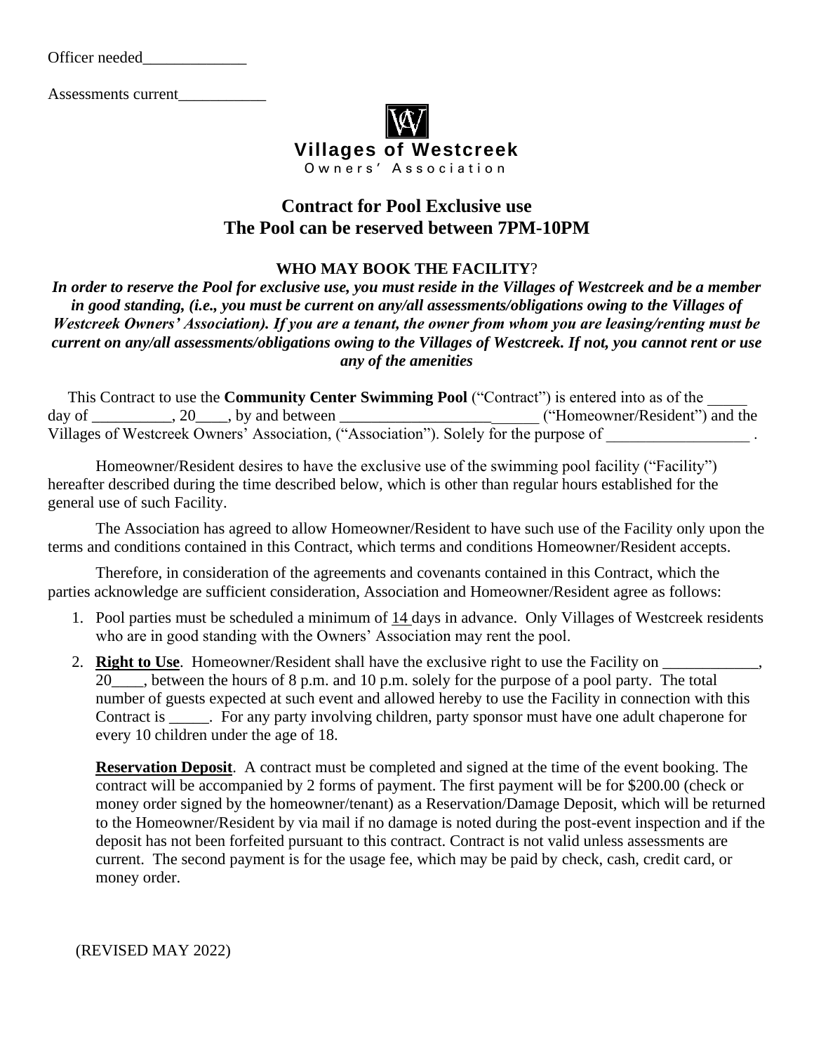Officer needed_____________

Assessments current___________

**Villages of Westcreek**
Owners' Association

# Contract for Pool Exclusive use
# The Pool can be reserved between 7PM-10PM

### WHO MAY BOOK THE FACILITY?

***In order to reserve the Pool for exclusive use, you must reside in the Villages of Westcreek and be a member in good standing, (i.e., you must be current on any/all assessments/obligations owing to the Villages of Westcreek Owners' Association). If you are a tenant, the owner from whom you are leasing/renting must be current on any/all assessments/obligations owing to the Villages of Westcreek. If not, you cannot rent or use any of the amenities***

This Contract to use the **Community Center Swimming Pool** ("Contract") is entered into as of the _____ day of __________, 20____, by and between _________________________ ("Homeowner/Resident") and the Villages of Westcreek Owners' Association, ("Association"). Solely for the purpose of __________________ .

Homeowner/Resident desires to have the exclusive use of the swimming pool facility ("Facility") hereafter described during the time described below, which is other than regular hours established for the general use of such Facility.

The Association has agreed to allow Homeowner/Resident to have such use of the Facility only upon the terms and conditions contained in this Contract, which terms and conditions Homeowner/Resident accepts.

Therefore, in consideration of the agreements and covenants contained in this Contract, which the parties acknowledge are sufficient consideration, Association and Homeowner/Resident agree as follows:

1. Pool parties must be scheduled a minimum of 14 days in advance. Only Villages of Westcreek residents who are in good standing with the Owners' Association may rent the pool.
2. **Right to Use**. Homeowner/Resident shall have the exclusive right to use the Facility on ____________, 20____, between the hours of 8 p.m. and 10 p.m. solely for the purpose of a pool party. The total number of guests expected at such event and allowed hereby to use the Facility in connection with this Contract is _____. For any party involving children, party sponsor must have one adult chaperone for every 10 children under the age of 18.

   **Reservation Deposit**. A contract must be completed and signed at the time of the event booking. The contract will be accompanied by 2 forms of payment. The first payment will be for $200.00 (check or money order signed by the homeowner/tenant) as a Reservation/Damage Deposit, which will be returned to the Homeowner/Resident by via mail if no damage is noted during the post-event inspection and if the deposit has not been forfeited pursuant to this contract. Contract is not valid unless assessments are current. The second payment is for the usage fee, which may be paid by check, cash, credit card, or money order.

(REVISED MAY 2022)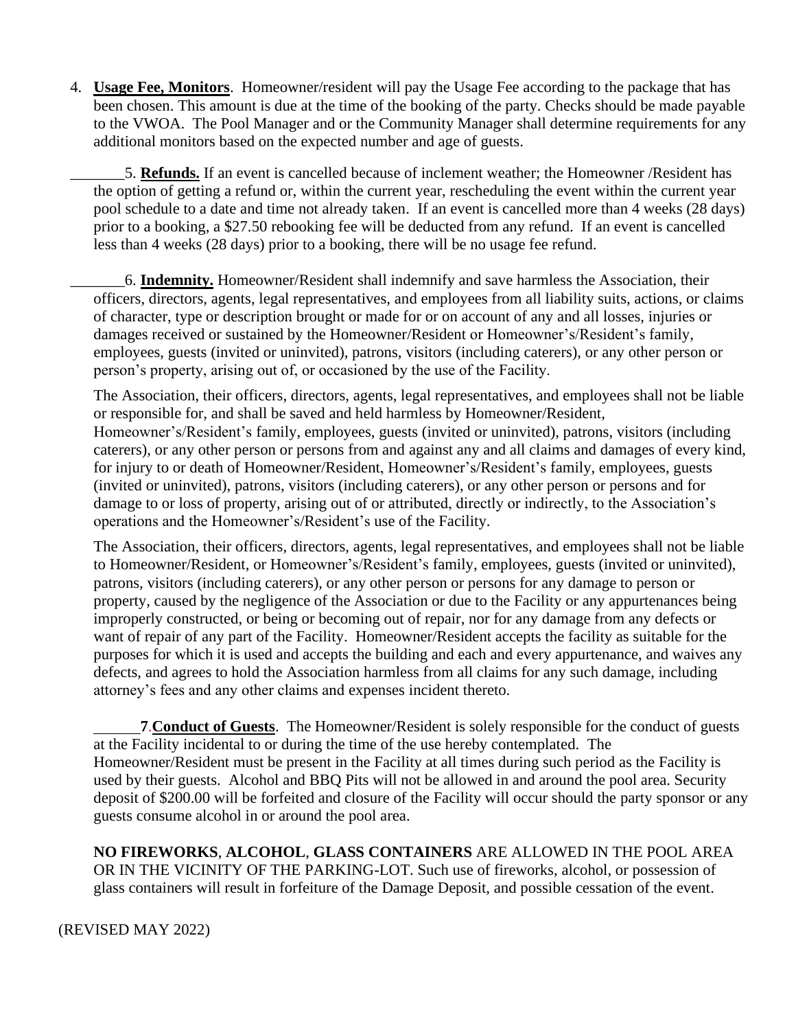4. **Usage Fee, Monitors**. Homeowner/resident will pay the Usage Fee according to the package that has been chosen. This amount is due at the time of the booking of the party. Checks should be made payable to the VWOA. The Pool Manager and or the Community Manager shall determine requirements for any additional monitors based on the expected number and age of guests.

_______5. **Refunds.** If an event is cancelled because of inclement weather; the Homeowner /Resident has the option of getting a refund or, within the current year, rescheduling the event within the current year pool schedule to a date and time not already taken. If an event is cancelled more than 4 weeks (28 days) prior to a booking, a $27.50 rebooking fee will be deducted from any refund. If an event is cancelled less than 4 weeks (28 days) prior to a booking, there will be no usage fee refund.

_______6. **Indemnity.** Homeowner/Resident shall indemnify and save harmless the Association, their officers, directors, agents, legal representatives, and employees from all liability suits, actions, or claims of character, type or description brought or made for or on account of any and all losses, injuries or damages received or sustained by the Homeowner/Resident or Homeowner's/Resident's family, employees, guests (invited or uninvited), patrons, visitors (including caterers), or any other person or person's property, arising out of, or occasioned by the use of the Facility.

The Association, their officers, directors, agents, legal representatives, and employees shall not be liable or responsible for, and shall be saved and held harmless by Homeowner/Resident, Homeowner's/Resident's family, employees, guests (invited or uninvited), patrons, visitors (including caterers), or any other person or persons from and against any and all claims and damages of every kind, for injury to or death of Homeowner/Resident, Homeowner's/Resident's family, employees, guests (invited or uninvited), patrons, visitors (including caterers), or any other person or persons and for damage to or loss of property, arising out of or attributed, directly or indirectly, to the Association's operations and the Homeowner's/Resident's use of the Facility.

The Association, their officers, directors, agents, legal representatives, and employees shall not be liable to Homeowner/Resident, or Homeowner's/Resident's family, employees, guests (invited or uninvited), patrons, visitors (including caterers), or any other person or persons for any damage to person or property, caused by the negligence of the Association or due to the Facility or any appurtenances being improperly constructed, or being or becoming out of repair, nor for any damage from any defects or want of repair of any part of the Facility. Homeowner/Resident accepts the facility as suitable for the purposes for which it is used and accepts the building and each and every appurtenance, and waives any defects, and agrees to hold the Association harmless from all claims for any such damage, including attorney's fees and any other claims and expenses incident thereto.

______**7**.**Conduct of Guests**. The Homeowner/Resident is solely responsible for the conduct of guests at the Facility incidental to or during the time of the use hereby contemplated. The Homeowner/Resident must be present in the Facility at all times during such period as the Facility is used by their guests. Alcohol and BBQ Pits will not be allowed in and around the pool area. Security deposit of $200.00 will be forfeited and closure of the Facility will occur should the party sponsor or any guests consume alcohol in or around the pool area.

**NO FIREWORKS**, **ALCOHOL**, **GLASS CONTAINERS** ARE ALLOWED IN THE POOL AREA OR IN THE VICINITY OF THE PARKING-LOT. Such use of fireworks, alcohol, or possession of glass containers will result in forfeiture of the Damage Deposit, and possible cessation of the event.

(REVISED MAY 2022)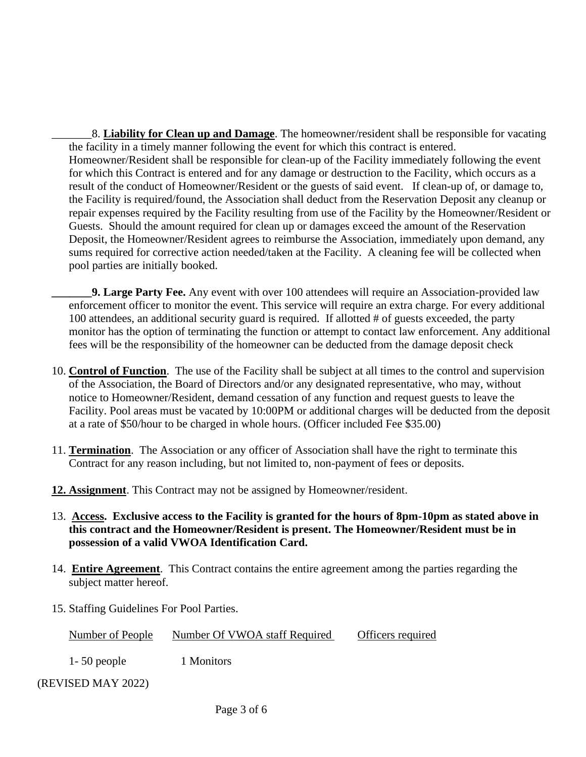_______8. **Liability for Clean up and Damage**. The homeowner/resident shall be responsible for vacating the facility in a timely manner following the event for which this contract is entered. Homeowner/Resident shall be responsible for clean-up of the Facility immediately following the event for which this Contract is entered and for any damage or destruction to the Facility, which occurs as a result of the conduct of Homeowner/Resident or the guests of said event. If clean-up of, or damage to, the Facility is required/found, the Association shall deduct from the Reservation Deposit any cleanup or repair expenses required by the Facility resulting from use of the Facility by the Homeowner/Resident or Guests. Should the amount required for clean up or damages exceed the amount of the Reservation Deposit, the Homeowner/Resident agrees to reimburse the Association, immediately upon demand, any sums required for corrective action needed/taken at the Facility. A cleaning fee will be collected when pool parties are initially booked.

**_______9. Large Party Fee.** Any event with over 100 attendees will require an Association-provided law enforcement officer to monitor the event. This service will require an extra charge. For every additional 100 attendees, an additional security guard is required. If allotted # of guests exceeded, the party monitor has the option of terminating the function or attempt to contact law enforcement. Any additional fees will be the responsibility of the homeowner can be deducted from the damage deposit check

10. **Control of Function**. The use of the Facility shall be subject at all times to the control and supervision of the Association, the Board of Directors and/or any designated representative, who may, without notice to Homeowner/Resident, demand cessation of any function and request guests to leave the Facility. Pool areas must be vacated by 10:00PM or additional charges will be deducted from the deposit at a rate of $50/hour to be charged in whole hours. (Officer included Fee $35.00)

11. **Termination**. The Association or any officer of Association shall have the right to terminate this Contract for any reason including, but not limited to, non-payment of fees or deposits.

**12. Assignment**. This Contract may not be assigned by Homeowner/resident.

13. **Access. Exclusive access to the Facility is granted for the hours of 8pm-10pm as stated above in this contract and the Homeowner/Resident is present. The Homeowner/Resident must be in possession of a valid VWOA Identification Card.**

14. **Entire Agreement**. This Contract contains the entire agreement among the parties regarding the subject matter hereof.

15. Staffing Guidelines For Pool Parties.

| Number of People | Number Of VWOA staff Required | Officers required |
|---|---|---|
| 1- 50 people | 1 Monitors | |

(REVISED MAY 2022)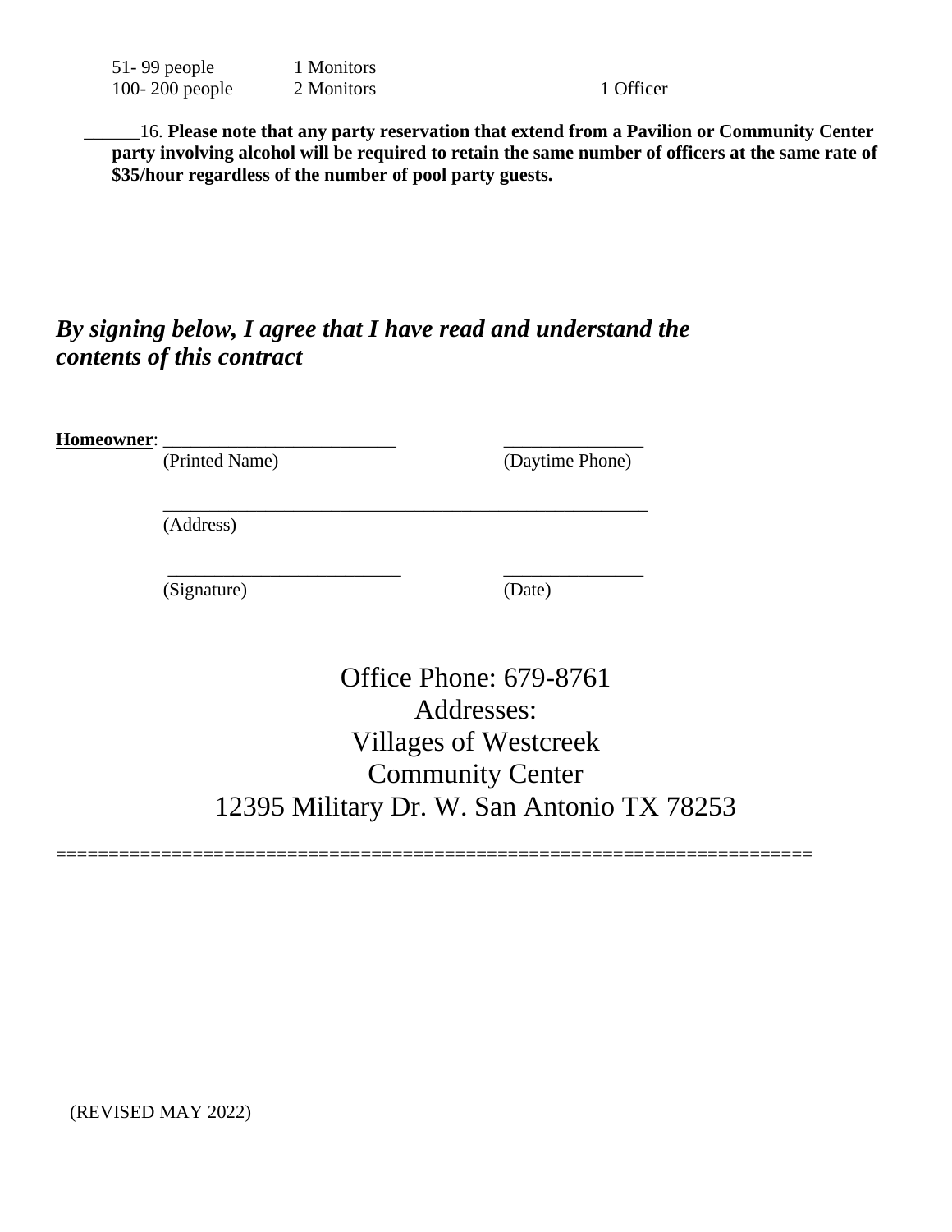| | | |
|---|---|---|
| 51- 99 people | 1 Monitors | |
| 100- 200 people | 2 Monitors | 1 Officer |

______16. **Please note that any party reservation that extend from a Pavilion or Community Center party involving alcohol will be required to retain the same number of officers at the same rate of $35/hour regardless of the number of pool party guests.**

***By signing below, I agree that I have read and understand the contents of this contract***

**Homeowner**: _________________________ _______________
(Printed Name) (Daytime Phone)

_____________________________________________________
(Address)

_________________________ _______________
(Signature) (Date)

Office Phone: 679-8761
Addresses:
Villages of Westcreek
Community Center
12395 Military Dr. W. San Antonio TX 78253

======================================================================

(REVISED MAY 2022)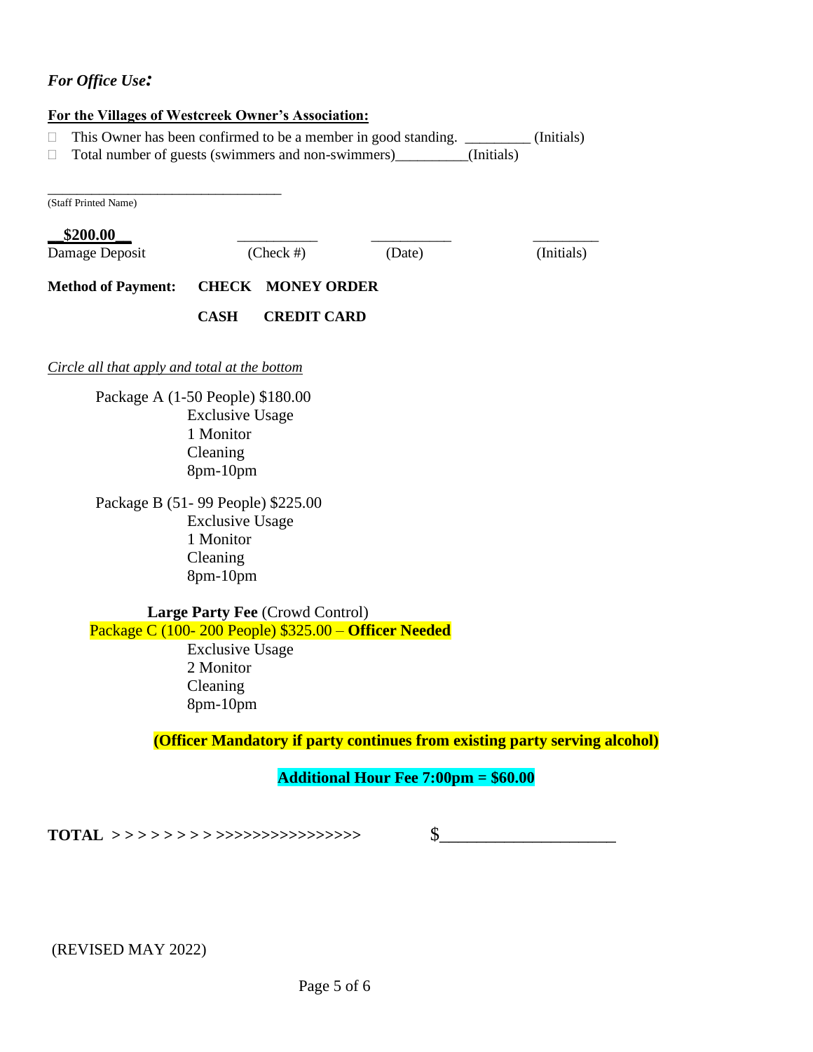*For Office Use:*

**For the Villages of Westcreek Owner's Association:**

- ☐ This Owner has been confirmed to be a member in good standing. _________ (Initials)
- ☐ Total number of guests (swimmers and non-swimmers)__________(Initials)

_________________________________
(Staff Printed Name)

| | | | |
|---|---|---|---|
| **__$200.00__** | ___________ | ___________ | _________ |
| Damage Deposit | (Check #) | (Date) | (Initials) |

**Method of Payment:** **CHECK** **MONEY ORDER**

**CASH** **CREDIT CARD**

*Circle all that apply and total at the bottom*

Package A (1-50 People) $180.00
- Exclusive Usage
- 1 Monitor
- Cleaning
- 8pm-10pm

Package B (51- 99 People) $225.00
- Exclusive Usage
- 1 Monitor
- Cleaning
- 8pm-10pm

**Large Party Fee** (Crowd Control)

Package C (100- 200 People) $325.00 – **Officer Needed**
- Exclusive Usage
- 2 Monitor
- Cleaning
- 8pm-10pm

**(Officer Mandatory if party continues from existing party serving alcohol)**

**Additional Hour Fee 7:00pm = $60.00**

**TOTAL** > > > > > > > > >>>>>>>>>>>>>>>> $____________________

(REVISED MAY 2022)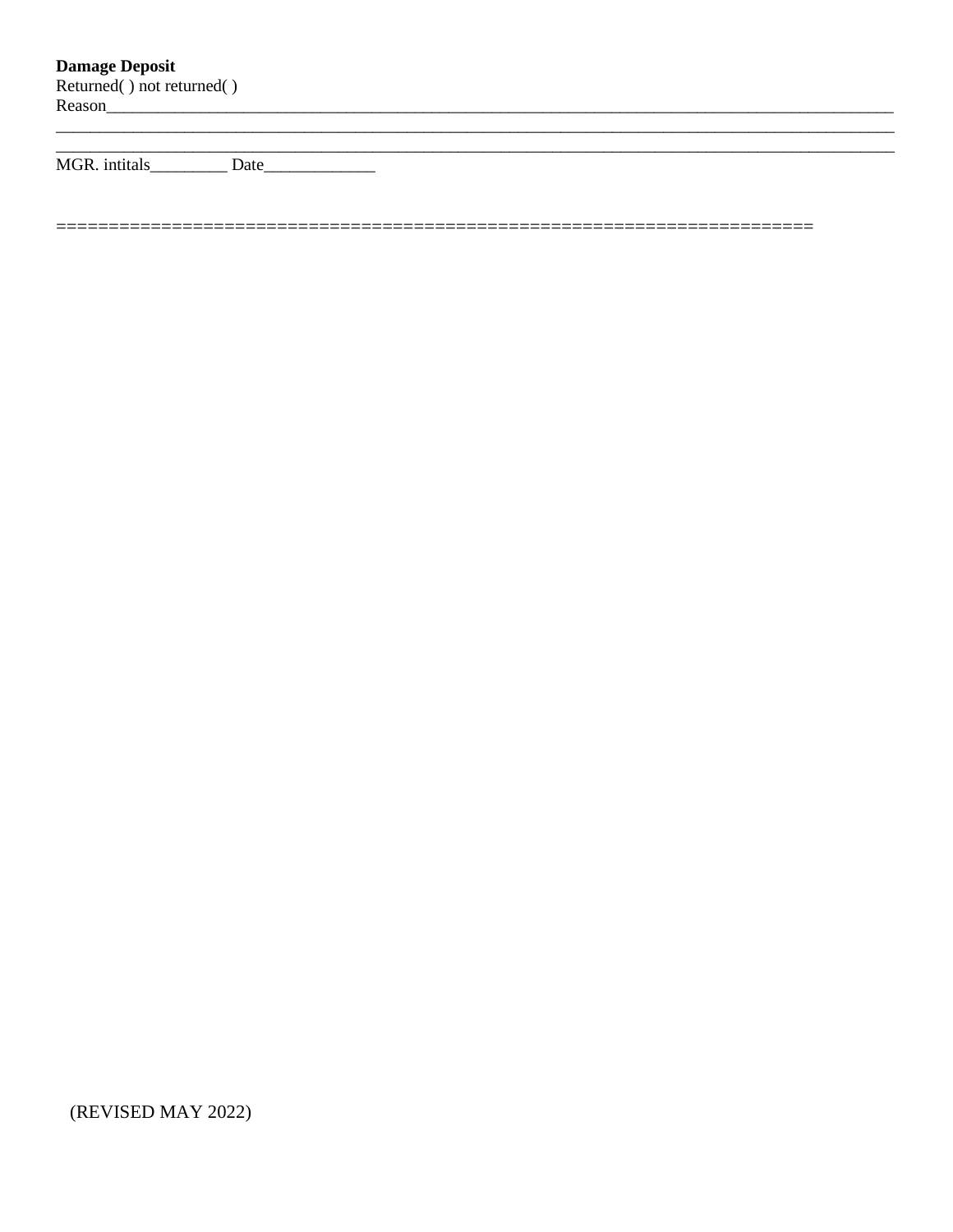**Damage Deposit**
Returned( ) not returned( )
Reason_________________________________________________________________________________________
__________________________________________________________________________________________________
__________________________________________________________________________________________________
MGR. intitals_________ Date_____________

========================================================================

(REVISED MAY 2022)